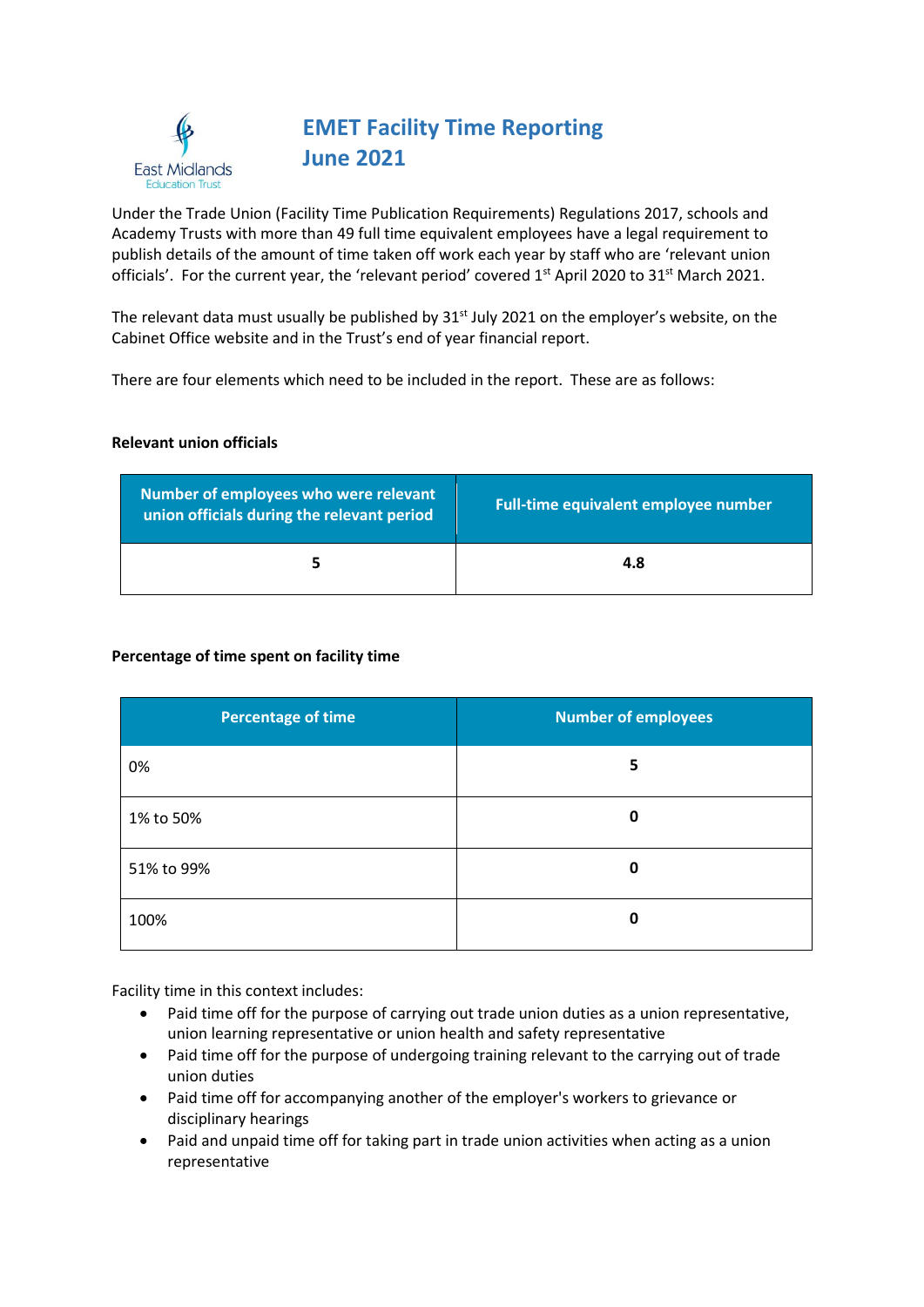East Midlands Education Trust

# EMET Facility Time Reporting June 2021

Under the Trade Union (Facility Time Publication Requirements) Regulations 2017, schools and Academy Trusts with more than 49 full time equivalent employees have a legal requirement to publish details of the amount of time taken off work each year by staff who are 'relevant union officials'. For the current year, the 'relevant period' covered 1st April 2020 to 31st March 2021.

The relevant data must usually be published by 31st July 2021 on the employer's website, on the Cabinet Office website and in the Trust's end of year financial report.

There are four elements which need to be included in the report. These are as follows:

**Relevant union officials**

| Number of employees who were relevant union officials during the relevant period | Full-time equivalent employee number |
|---|---|
| **5** | **4.8** |

**Percentage of time spent on facility time**

| Percentage of time | Number of employees |
|---|---|
| 0% | **5** |
| 1% to 50% | **0** |
| 51% to 99% | **0** |
| 100% | **0** |

Facility time in this context includes:

- Paid time off for the purpose of carrying out trade union duties as a union representative, union learning representative or union health and safety representative
- Paid time off for the purpose of undergoing training relevant to the carrying out of trade union duties
- Paid time off for accompanying another of the employer's workers to grievance or disciplinary hearings
- Paid and unpaid time off for taking part in trade union activities when acting as a union representative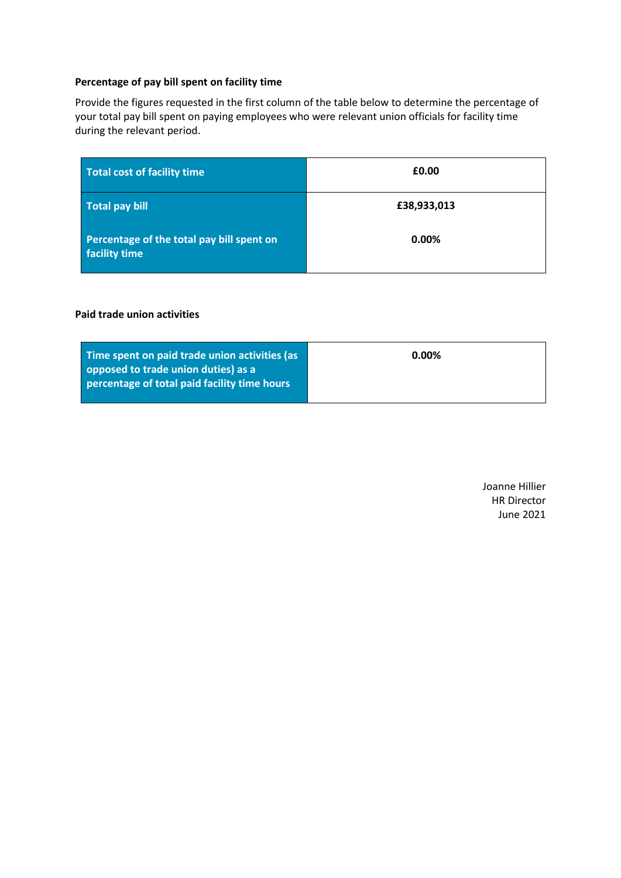**Percentage of pay bill spent on facility time**

Provide the figures requested in the first column of the table below to determine the percentage of your total pay bill spent on paying employees who were relevant union officials for facility time during the relevant period.

| | |
|---|---|
| **Total cost of facility time** | **£0.00** |
| **Total pay bill** | **£38,933,013** |
| **Percentage of the total pay bill spent on facility time** | **0.00%** |

**Paid trade union activities**

| | |
|---|---|
| **Time spent on paid trade union activities (as opposed to trade union duties) as a percentage of total paid facility time hours** | **0.00%** |

Joanne Hillier
HR Director
June 2021